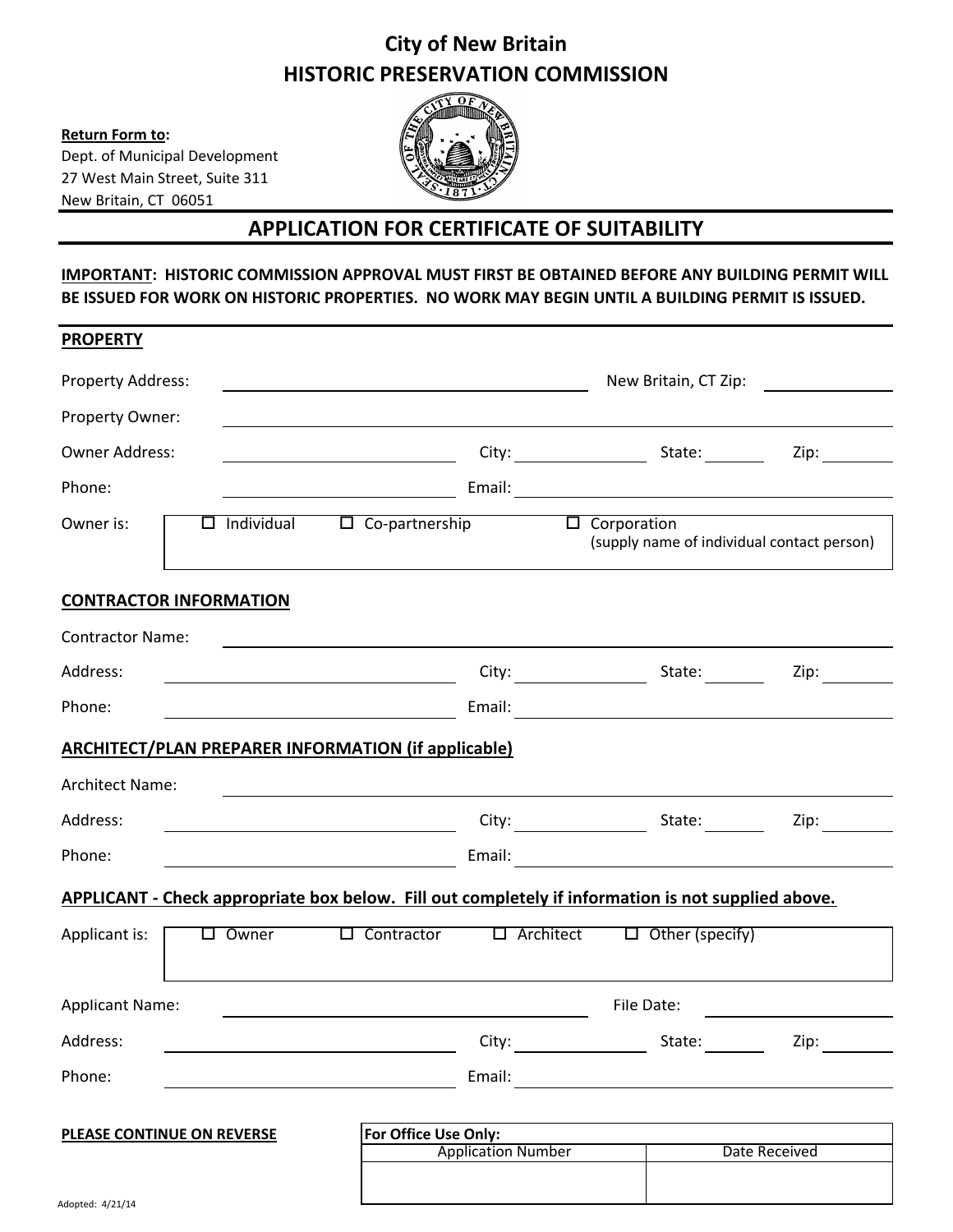# City of New Britain
## HISTORIC PRESERVATION COMMISSION

**Return Form to:**
Dept. of Municipal Development
27 West Main Street, Suite 311
New Britain, CT 06051

## APPLICATION FOR CERTIFICATE OF SUITABILITY

**IMPORTANT: HISTORIC COMMISSION APPROVAL MUST FIRST BE OBTAINED BEFORE ANY BUILDING PERMIT WILL BE ISSUED FOR WORK ON HISTORIC PROPERTIES. NO WORK MAY BEGIN UNTIL A BUILDING PERMIT IS ISSUED.**

### PROPERTY

Property Address: ______________________ New Britain, CT Zip: __________

Property Owner: ______________________

Owner Address: ______________ City: __________ State: ______ Zip: ______

Phone: ______________ Email: ______________

Owner is: ☐ Individual ☐ Co-partnership ☐ Corporation (supply name of individual contact person)

### CONTRACTOR INFORMATION

Contractor Name: ______________________

Address: ______________ City: __________ State: ______ Zip: ______

Phone: ______________ Email: ______________

### ARCHITECT/PLAN PREPARER INFORMATION (if applicable)

Architect Name: ______________________

Address: ______________ City: __________ State: ______ Zip: ______

Phone: ______________ Email: ______________

### APPLICANT - Check appropriate box below. Fill out completely if information is not supplied above.

Applicant is: ☐ Owner ☐ Contractor ☐ Architect ☐ Other (specify)

Applicant Name: ______________________ File Date: __________

Address: ______________ City: __________ State: ______ Zip: ______

Phone: ______________ Email: ______________

**PLEASE CONTINUE ON REVERSE**

| For Office Use Only: | |
|---|---|
| Application Number | Date Received |
| | |

Adopted: 4/21/14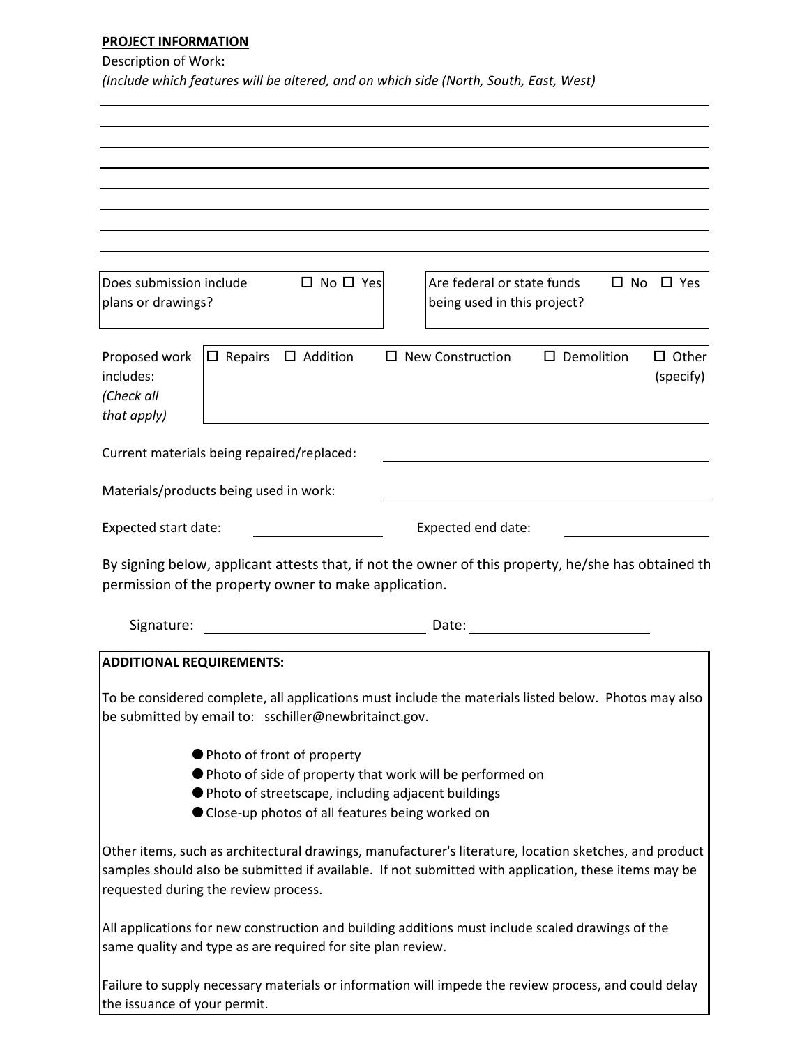**PROJECT INFORMATION**

Description of Work:

*(Include which features will be altered, and on which side (North, South, East, West)*

| | |
|---|---|
| Does submission include plans or drawings? ☐ No ☐ Yes | Are federal or state funds being used in this project? ☐ No ☐ Yes |

| | |
|---|---|
| Proposed work includes: *(Check all that apply)* | ☐ Repairs ☐ Addition ☐ New Construction ☐ Demolition ☐ Other (specify) |

Current materials being repaired/replaced: ____________________

Materials/products being used in work: ____________________

Expected start date: ____________ Expected end date: ____________

By signing below, applicant attests that, if not the owner of this property, he/she has obtained th permission of the property owner to make application.

Signature: ____________________ Date: ____________________

**ADDITIONAL REQUIREMENTS:**

To be considered complete, all applications must include the materials listed below. Photos may also be submitted by email to: sschiller@newbritainct.gov.

- Photo of front of property
- Photo of side of property that work will be performed on
- Photo of streetscape, including adjacent buildings
- Close-up photos of all features being worked on

Other items, such as architectural drawings, manufacturer's literature, location sketches, and product samples should also be submitted if available. If not submitted with application, these items may be requested during the review process.

All applications for new construction and building additions must include scaled drawings of the same quality and type as are required for site plan review.

Failure to supply necessary materials or information will impede the review process, and could delay the issuance of your permit.